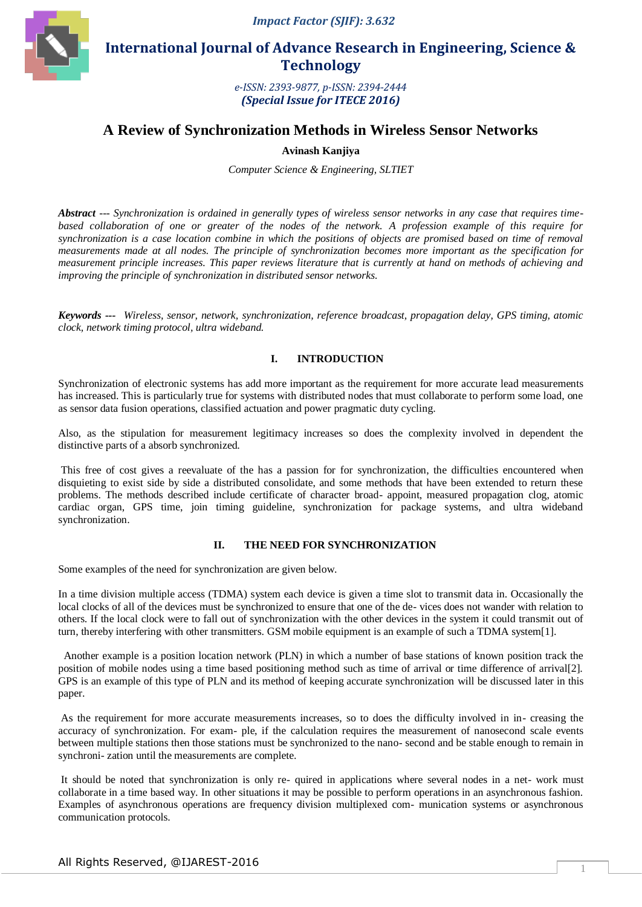# A Review of Synchronization Methods in Wireless Sensor Networks

**Avinash Kanjiya**

*Computer Science & Engineering, SLTIET*

***Abstract*** *--- Synchronization is ordained in generally types of wireless sensor networks in any case that requires time-based collaboration of one or greater of the nodes of the network. A profession example of this require for synchronization is a case location combine in which the positions of objects are promised based on time of removal measurements made at all nodes. The principle of synchronization becomes more important as the specification for measurement principle increases. This paper reviews literature that is currently at hand on methods of achieving and improving the principle of synchronization in distributed sensor networks.*

***Keywords ---*** *Wireless, sensor, network, synchronization, reference broadcast, propagation delay, GPS timing, atomic clock, network timing protocol, ultra wideband.*

## I. INTRODUCTION

Synchronization of electronic systems has add more important as the requirement for more accurate lead measurements has increased. This is particularly true for systems with distributed nodes that must collaborate to perform some load, one as sensor data fusion operations, classified actuation and power pragmatic duty cycling.

Also, as the stipulation for measurement legitimacy increases so does the complexity involved in dependent the distinctive parts of a absorb synchronized.

This free of cost gives a reevaluate of the has a passion for for synchronization, the difficulties encountered when disquieting to exist side by side a distributed consolidate, and some methods that have been extended to return these problems. The methods described include certificate of character broad- appoint, measured propagation clog, atomic cardiac organ, GPS time, join timing guideline, synchronization for package systems, and ultra wideband synchronization.

## II. THE NEED FOR SYNCHRONIZATION

Some examples of the need for synchronization are given below.

In a time division multiple access (TDMA) system each device is given a time slot to transmit data in. Occasionally the local clocks of all of the devices must be synchronized to ensure that one of the de- vices does not wander with relation to others. If the local clock were to fall out of synchronization with the other devices in the system it could transmit out of turn, thereby interfering with other transmitters. GSM mobile equipment is an example of such a TDMA system[1].

Another example is a position location network (PLN) in which a number of base stations of known position track the position of mobile nodes using a time based positioning method such as time of arrival or time difference of arrival[2]. GPS is an example of this type of PLN and its method of keeping accurate synchronization will be discussed later in this paper.

As the requirement for more accurate measurements increases, so to does the difficulty involved in in- creasing the accuracy of synchronization. For exam- ple, if the calculation requires the measurement of nanosecond scale events between multiple stations then those stations must be synchronized to the nano- second and be stable enough to remain in synchroni- zation until the measurements are complete.

It should be noted that synchronization is only re- quired in applications where several nodes in a net- work must collaborate in a time based way. In other situations it may be possible to perform operations in an asynchronous fashion. Examples of asynchronous operations are frequency division multiplexed com- munication systems or asynchronous communication protocols.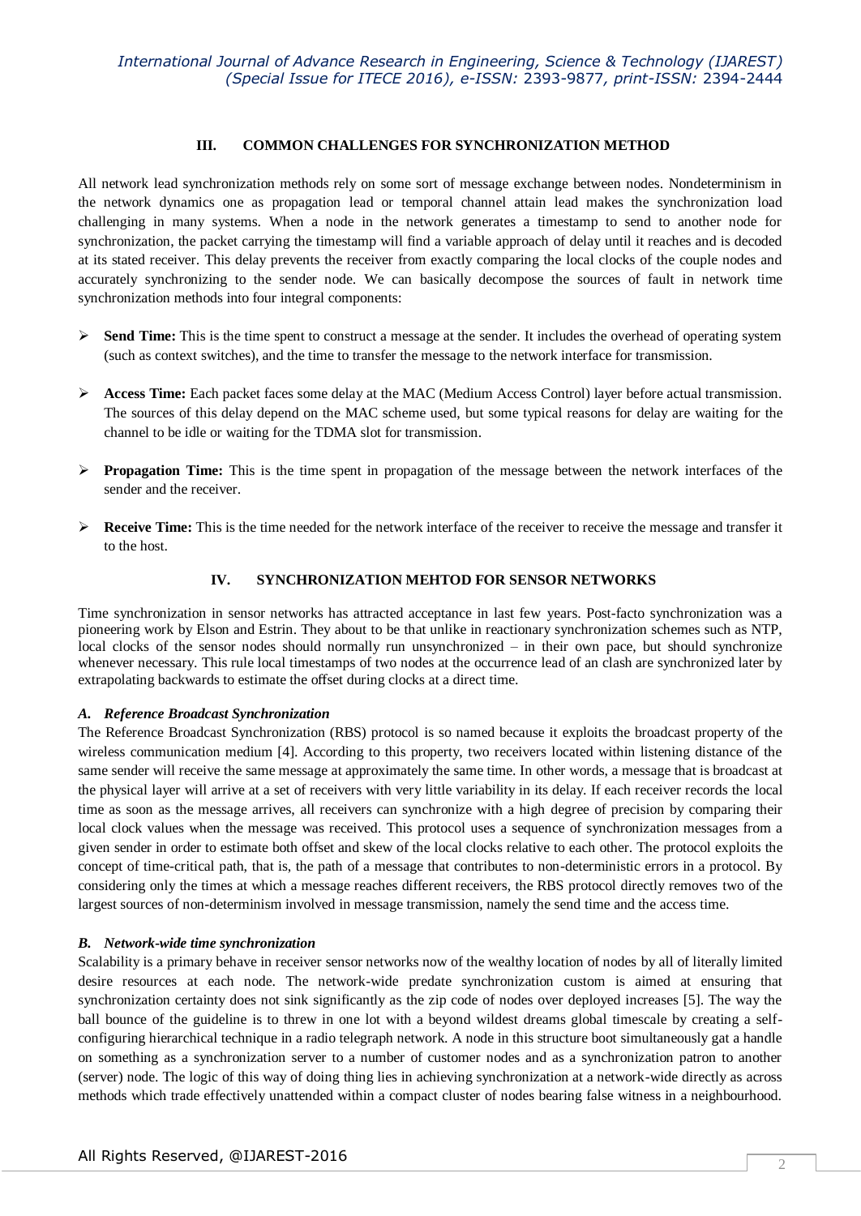## III. COMMON CHALLENGES FOR SYNCHRONIZATION METHOD

All network lead synchronization methods rely on some sort of message exchange between nodes. Nondeterminism in the network dynamics one as propagation lead or temporal channel attain lead makes the synchronization load challenging in many systems. When a node in the network generates a timestamp to send to another node for synchronization, the packet carrying the timestamp will find a variable approach of delay until it reaches and is decoded at its stated receiver. This delay prevents the receiver from exactly comparing the local clocks of the couple nodes and accurately synchronizing to the sender node. We can basically decompose the sources of fault in network time synchronization methods into four integral components:

- **Send Time:** This is the time spent to construct a message at the sender. It includes the overhead of operating system (such as context switches), and the time to transfer the message to the network interface for transmission.
- **Access Time:** Each packet faces some delay at the MAC (Medium Access Control) layer before actual transmission. The sources of this delay depend on the MAC scheme used, but some typical reasons for delay are waiting for the channel to be idle or waiting for the TDMA slot for transmission.
- **Propagation Time:** This is the time spent in propagation of the message between the network interfaces of the sender and the receiver.
- **Receive Time:** This is the time needed for the network interface of the receiver to receive the message and transfer it to the host.

## IV. SYNCHRONIZATION MEHTOD FOR SENSOR NETWORKS

Time synchronization in sensor networks has attracted acceptance in last few years. Post-facto synchronization was a pioneering work by Elson and Estrin. They about to be that unlike in reactionary synchronization schemes such as NTP, local clocks of the sensor nodes should normally run unsynchronized – in their own pace, but should synchronize whenever necessary. This rule local timestamps of two nodes at the occurrence lead of an clash are synchronized later by extrapolating backwards to estimate the offset during clocks at a direct time.

### *A. Reference Broadcast Synchronization*

The Reference Broadcast Synchronization (RBS) protocol is so named because it exploits the broadcast property of the wireless communication medium [4]. According to this property, two receivers located within listening distance of the same sender will receive the same message at approximately the same time. In other words, a message that is broadcast at the physical layer will arrive at a set of receivers with very little variability in its delay. If each receiver records the local time as soon as the message arrives, all receivers can synchronize with a high degree of precision by comparing their local clock values when the message was received. This protocol uses a sequence of synchronization messages from a given sender in order to estimate both offset and skew of the local clocks relative to each other. The protocol exploits the concept of time-critical path, that is, the path of a message that contributes to non-deterministic errors in a protocol. By considering only the times at which a message reaches different receivers, the RBS protocol directly removes two of the largest sources of non-determinism involved in message transmission, namely the send time and the access time.

### *B. Network-wide time synchronization*

Scalability is a primary behave in receiver sensor networks now of the wealthy location of nodes by all of literally limited desire resources at each node. The network-wide predate synchronization custom is aimed at ensuring that synchronization certainty does not sink significantly as the zip code of nodes over deployed increases [5]. The way the ball bounce of the guideline is to threw in one lot with a beyond wildest dreams global timescale by creating a self-configuring hierarchical technique in a radio telegraph network. A node in this structure boot simultaneously gat a handle on something as a synchronization server to a number of customer nodes and as a synchronization patron to another (server) node. The logic of this way of doing thing lies in achieving synchronization at a network-wide directly as across methods which trade effectively unattended within a compact cluster of nodes bearing false witness in a neighbourhood.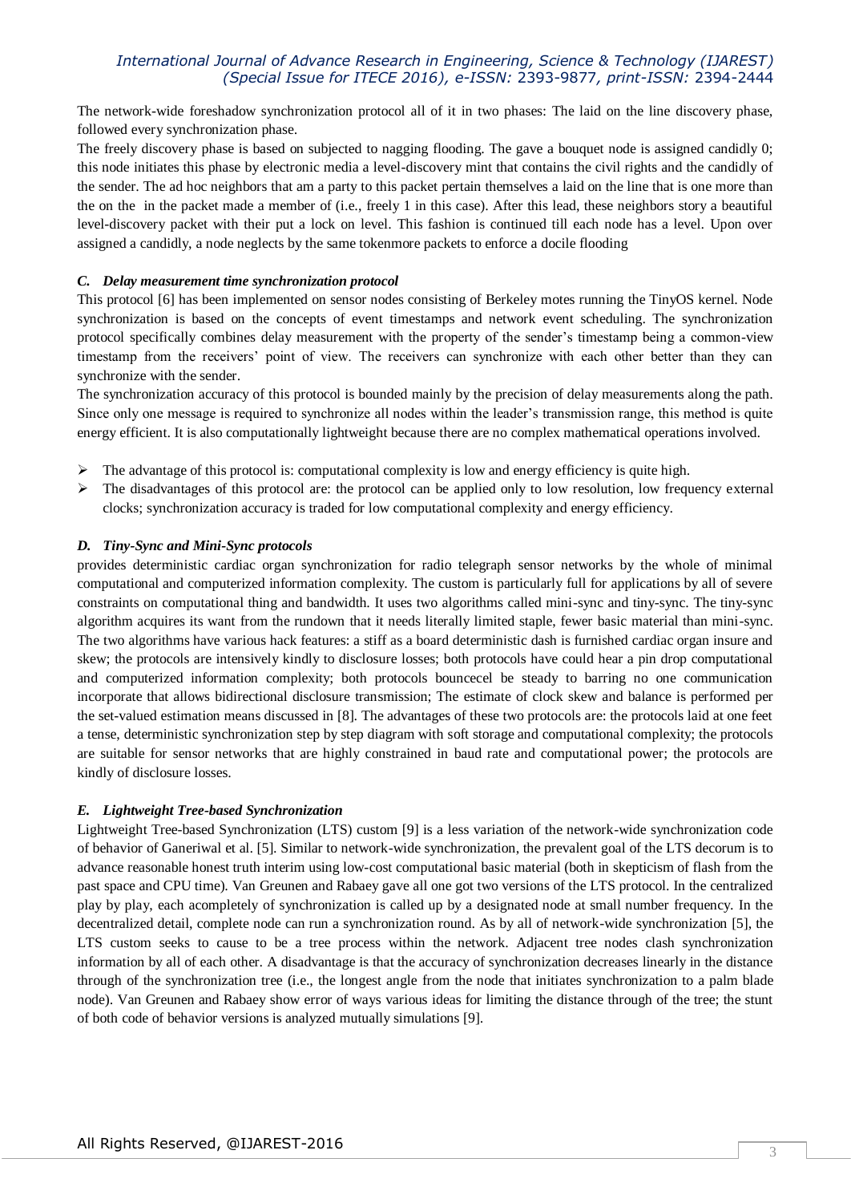The network-wide foreshadow synchronization protocol all of it in two phases: The laid on the line discovery phase, followed every synchronization phase.

The freely discovery phase is based on subjected to nagging flooding. The gave a bouquet node is assigned candidly 0; this node initiates this phase by electronic media a level-discovery mint that contains the civil rights and the candidly of the sender. The ad hoc neighbors that am a party to this packet pertain themselves a laid on the line that is one more than the on the in the packet made a member of (i.e., freely 1 in this case). After this lead, these neighbors story a beautiful level-discovery packet with their put a lock on level. This fashion is continued till each node has a level. Upon over assigned a candidly, a node neglects by the same tokenmore packets to enforce a docile flooding

### *C. Delay measurement time synchronization protocol*

This protocol [6] has been implemented on sensor nodes consisting of Berkeley motes running the TinyOS kernel. Node synchronization is based on the concepts of event timestamps and network event scheduling. The synchronization protocol specifically combines delay measurement with the property of the sender's timestamp being a common-view timestamp from the receivers' point of view. The receivers can synchronize with each other better than they can synchronize with the sender.

The synchronization accuracy of this protocol is bounded mainly by the precision of delay measurements along the path. Since only one message is required to synchronize all nodes within the leader's transmission range, this method is quite energy efficient. It is also computationally lightweight because there are no complex mathematical operations involved.

- The advantage of this protocol is: computational complexity is low and energy efficiency is quite high.
- The disadvantages of this protocol are: the protocol can be applied only to low resolution, low frequency external clocks; synchronization accuracy is traded for low computational complexity and energy efficiency.

### *D. Tiny-Sync and Mini-Sync protocols*

provides deterministic cardiac organ synchronization for radio telegraph sensor networks by the whole of minimal computational and computerized information complexity. The custom is particularly full for applications by all of severe constraints on computational thing and bandwidth. It uses two algorithms called mini-sync and tiny-sync. The tiny-sync algorithm acquires its want from the rundown that it needs literally limited staple, fewer basic material than mini-sync. The two algorithms have various hack features: a stiff as a board deterministic dash is furnished cardiac organ insure and skew; the protocols are intensively kindly to disclosure losses; both protocols have could hear a pin drop computational and computerized information complexity; both protocols bouncecel be steady to barring no one communication incorporate that allows bidirectional disclosure transmission; The estimate of clock skew and balance is performed per the set-valued estimation means discussed in [8]. The advantages of these two protocols are: the protocols laid at one feet a tense, deterministic synchronization step by step diagram with soft storage and computational complexity; the protocols are suitable for sensor networks that are highly constrained in baud rate and computational power; the protocols are kindly of disclosure losses.

### *E. Lightweight Tree-based Synchronization*

Lightweight Tree-based Synchronization (LTS) custom [9] is a less variation of the network-wide synchronization code of behavior of Ganeriwal et al. [5]. Similar to network-wide synchronization, the prevalent goal of the LTS decorum is to advance reasonable honest truth interim using low-cost computational basic material (both in skepticism of flash from the past space and CPU time). Van Greunen and Rabaey gave all one got two versions of the LTS protocol. In the centralized play by play, each acompletely of synchronization is called up by a designated node at small number frequency. In the decentralized detail, complete node can run a synchronization round. As by all of network-wide synchronization [5], the LTS custom seeks to cause to be a tree process within the network. Adjacent tree nodes clash synchronization information by all of each other. A disadvantage is that the accuracy of synchronization decreases linearly in the distance through of the synchronization tree (i.e., the longest angle from the node that initiates synchronization to a palm blade node). Van Greunen and Rabaey show error of ways various ideas for limiting the distance through of the tree; the stunt of both code of behavior versions is analyzed mutually simulations [9].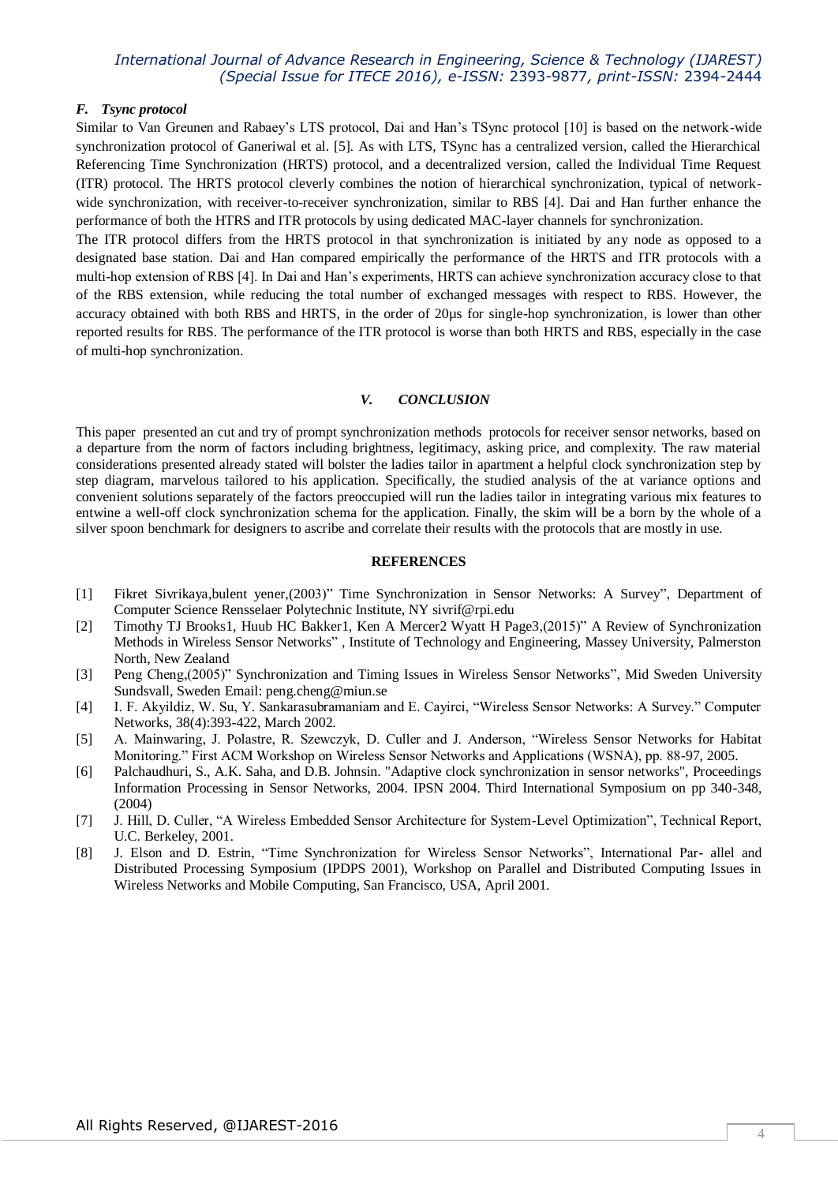### *F. Tsync protocol*

Similar to Van Greunen and Rabaey's LTS protocol, Dai and Han's TSync protocol [10] is based on the network-wide synchronization protocol of Ganeriwal et al. [5]. As with LTS, TSync has a centralized version, called the Hierarchical Referencing Time Synchronization (HRTS) protocol, and a decentralized version, called the Individual Time Request (ITR) protocol. The HRTS protocol cleverly combines the notion of hierarchical synchronization, typical of network-wide synchronization, with receiver-to-receiver synchronization, similar to RBS [4]. Dai and Han further enhance the performance of both the HTRS and ITR protocols by using dedicated MAC-layer channels for synchronization.

The ITR protocol differs from the HRTS protocol in that synchronization is initiated by any node as opposed to a designated base station. Dai and Han compared empirically the performance of the HRTS and ITR protocols with a multi-hop extension of RBS [4]. In Dai and Han's experiments, HRTS can achieve synchronization accuracy close to that of the RBS extension, while reducing the total number of exchanged messages with respect to RBS. However, the accuracy obtained with both RBS and HRTS, in the order of 20μs for single-hop synchronization, is lower than other reported results for RBS. The performance of the ITR protocol is worse than both HRTS and RBS, especially in the case of multi-hop synchronization.

## *V. CONCLUSION*

This paper presented an cut and try of prompt synchronization methods protocols for receiver sensor networks, based on a departure from the norm of factors including brightness, legitimacy, asking price, and complexity. The raw material considerations presented already stated will bolster the ladies tailor in apartment a helpful clock synchronization step by step diagram, marvelous tailored to his application. Specifically, the studied analysis of the at variance options and convenient solutions separately of the factors preoccupied will run the ladies tailor in integrating various mix features to entwine a well-off clock synchronization schema for the application. Finally, the skim will be a born by the whole of a silver spoon benchmark for designers to ascribe and correlate their results with the protocols that are mostly in use.

## REFERENCES

[1] Fikret Sivrikaya,bulent yener,(2003)" Time Synchronization in Sensor Networks: A Survey", Department of Computer Science Rensselaer Polytechnic Institute, NY sivrif@rpi.edu

[2] Timothy TJ Brooks1, Huub HC Bakker1, Ken A Mercer2 Wyatt H Page3,(2015)" A Review of Synchronization Methods in Wireless Sensor Networks" , Institute of Technology and Engineering, Massey University, Palmerston North, New Zealand

[3] Peng Cheng,(2005)" Synchronization and Timing Issues in Wireless Sensor Networks", Mid Sweden University Sundsvall, Sweden Email: peng.cheng@miun.se

[4] I. F. Akyildiz, W. Su, Y. Sankarasubramaniam and E. Cayirci, "Wireless Sensor Networks: A Survey." Computer Networks, 38(4):393-422, March 2002.

[5] A. Mainwaring, J. Polastre, R. Szewczyk, D. Culler and J. Anderson, "Wireless Sensor Networks for Habitat Monitoring." First ACM Workshop on Wireless Sensor Networks and Applications (WSNA), pp. 88-97, 2005.

[6] Palchaudhuri, S., A.K. Saha, and D.B. Johnsin. "Adaptive clock synchronization in sensor networks", Proceedings Information Processing in Sensor Networks, 2004. IPSN 2004. Third International Symposium on pp 340-348, (2004)

[7] J. Hill, D. Culler, "A Wireless Embedded Sensor Architecture for System-Level Optimization", Technical Report, U.C. Berkeley, 2001.

[8] J. Elson and D. Estrin, "Time Synchronization for Wireless Sensor Networks", International Par- allel and Distributed Processing Symposium (IPDPS 2001), Workshop on Parallel and Distributed Computing Issues in Wireless Networks and Mobile Computing, San Francisco, USA, April 2001.